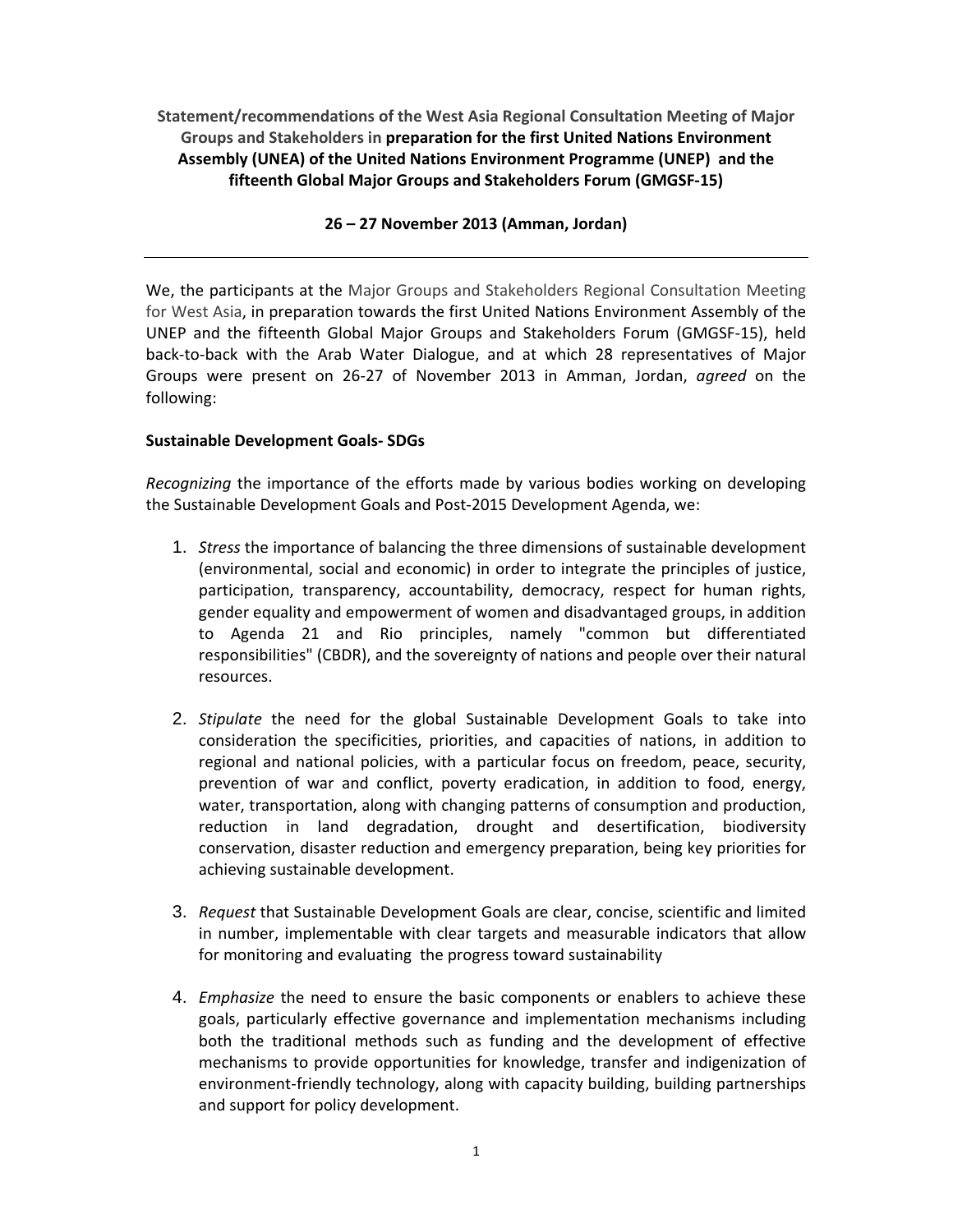**Statement/recommendations of the West Asia Regional Consultation Meeting of Major Groups and Stakeholders in preparation for the first United Nations Environment Assembly (UNEA) of the United Nations Environment Programme (UNEP) and the fifteenth Global Major Groups and Stakeholders Forum (GMGSF-15)**

**26 – 27 November 2013 (Amman, Jordan)**

---

We, the participants at the Major Groups and Stakeholders Regional Consultation Meeting for West Asia, in preparation towards the first United Nations Environment Assembly of the UNEP and the fifteenth Global Major Groups and Stakeholders Forum (GMGSF-15), held back-to-back with the Arab Water Dialogue, and at which 28 representatives of Major Groups were present on 26-27 of November 2013 in Amman, Jordan, *agreed* on the following:

**Sustainable Development Goals- SDGs**

*Recognizing* the importance of the efforts made by various bodies working on developing the Sustainable Development Goals and Post-2015 Development Agenda, we:

1. *Stress* the importance of balancing the three dimensions of sustainable development (environmental, social and economic) in order to integrate the principles of justice, participation, transparency, accountability, democracy, respect for human rights, gender equality and empowerment of women and disadvantaged groups, in addition to Agenda 21 and Rio principles, namely "common but differentiated responsibilities" (CBDR), and the sovereignty of nations and people over their natural resources.

2. *Stipulate* the need for the global Sustainable Development Goals to take into consideration the specificities, priorities, and capacities of nations, in addition to regional and national policies, with a particular focus on freedom, peace, security, prevention of war and conflict, poverty eradication, in addition to food, energy, water, transportation, along with changing patterns of consumption and production, reduction in land degradation, drought and desertification, biodiversity conservation, disaster reduction and emergency preparation, being key priorities for achieving sustainable development.

3. *Request* that Sustainable Development Goals are clear, concise, scientific and limited in number, implementable with clear targets and measurable indicators that allow for monitoring and evaluating the progress toward sustainability

4. *Emphasize* the need to ensure the basic components or enablers to achieve these goals, particularly effective governance and implementation mechanisms including both the traditional methods such as funding and the development of effective mechanisms to provide opportunities for knowledge, transfer and indigenization of environment-friendly technology, along with capacity building, building partnerships and support for policy development.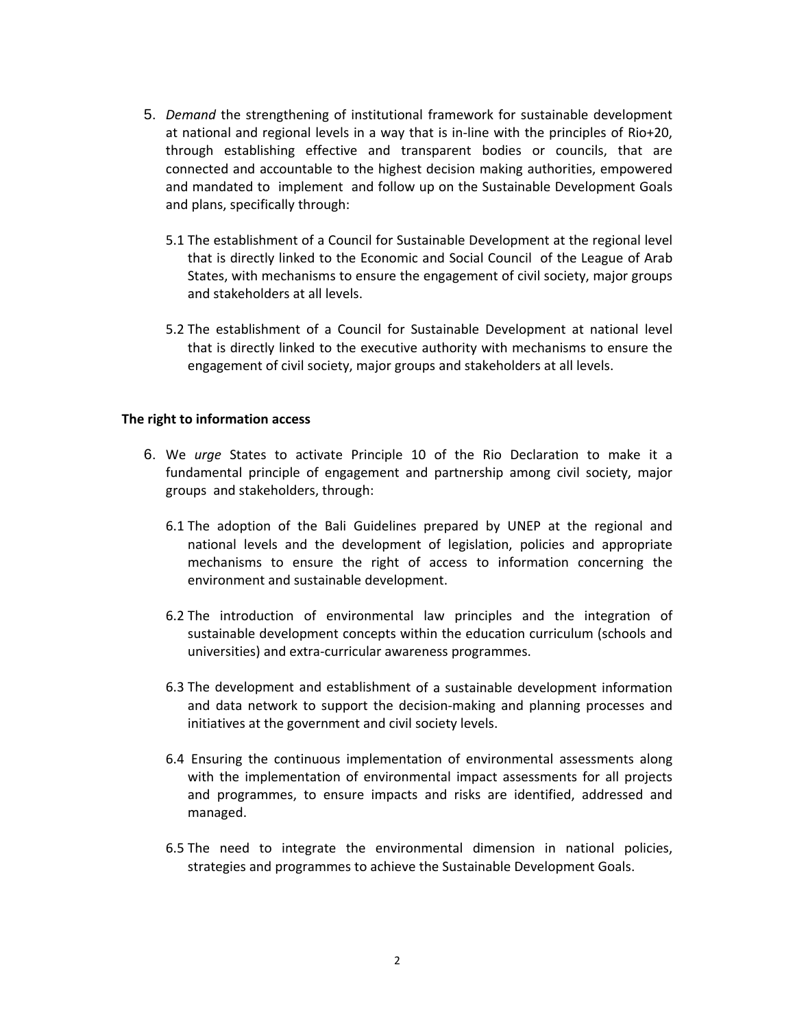5. *Demand* the strengthening of institutional framework for sustainable development at national and regional levels in a way that is in-line with the principles of Rio+20, through establishing effective and transparent bodies or councils, that are connected and accountable to the highest decision making authorities, empowered and mandated to implement and follow up on the Sustainable Development Goals and plans, specifically through:

   5.1 The establishment of a Council for Sustainable Development at the regional level that is directly linked to the Economic and Social Council of the League of Arab States, with mechanisms to ensure the engagement of civil society, major groups and stakeholders at all levels.

   5.2 The establishment of a Council for Sustainable Development at national level that is directly linked to the executive authority with mechanisms to ensure the engagement of civil society, major groups and stakeholders at all levels.

**The right to information access**

6. We *urge* States to activate Principle 10 of the Rio Declaration to make it a fundamental principle of engagement and partnership among civil society, major groups and stakeholders, through:

   6.1 The adoption of the Bali Guidelines prepared by UNEP at the regional and national levels and the development of legislation, policies and appropriate mechanisms to ensure the right of access to information concerning the environment and sustainable development.

   6.2 The introduction of environmental law principles and the integration of sustainable development concepts within the education curriculum (schools and universities) and extra-curricular awareness programmes.

   6.3 The development and establishment of a sustainable development information and data network to support the decision-making and planning processes and initiatives at the government and civil society levels.

   6.4 Ensuring the continuous implementation of environmental assessments along with the implementation of environmental impact assessments for all projects and programmes, to ensure impacts and risks are identified, addressed and managed.

   6.5 The need to integrate the environmental dimension in national policies, strategies and programmes to achieve the Sustainable Development Goals.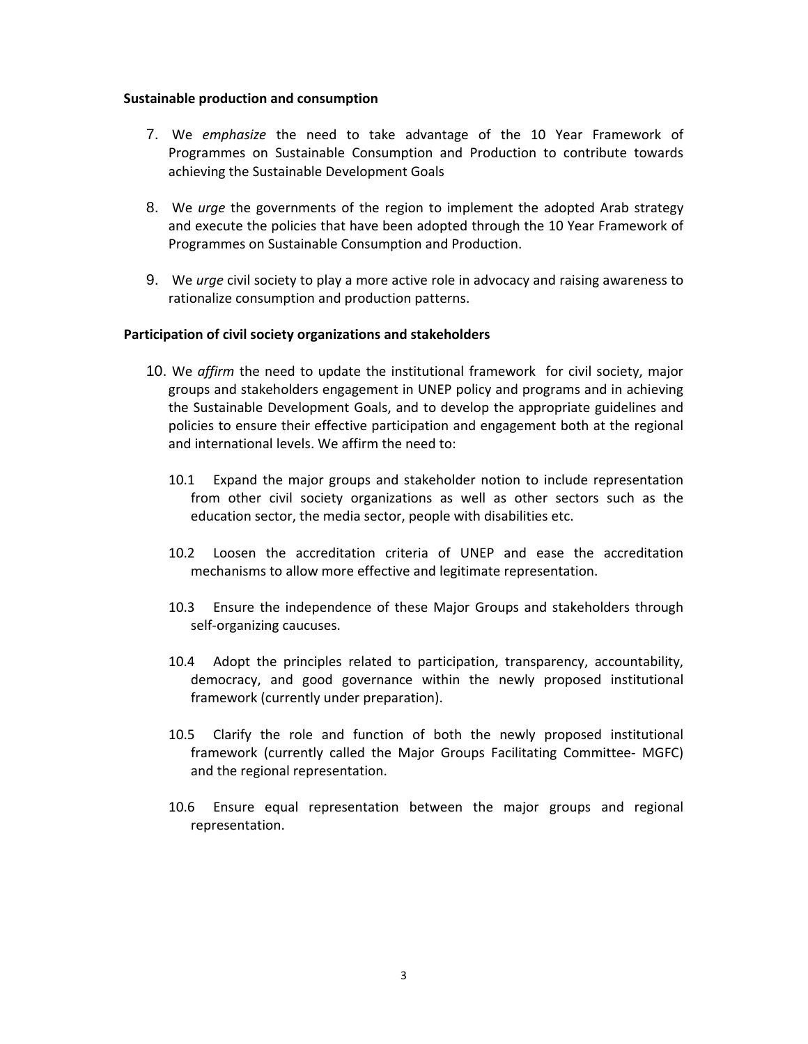**Sustainable production and consumption**

7. We *emphasize* the need to take advantage of the 10 Year Framework of Programmes on Sustainable Consumption and Production to contribute towards achieving the Sustainable Development Goals

8. We *urge* the governments of the region to implement the adopted Arab strategy and execute the policies that have been adopted through the 10 Year Framework of Programmes on Sustainable Consumption and Production.

9. We *urge* civil society to play a more active role in advocacy and raising awareness to rationalize consumption and production patterns.

**Participation of civil society organizations and stakeholders**

10. We *affirm* the need to update the institutional framework for civil society, major groups and stakeholders engagement in UNEP policy and programs and in achieving the Sustainable Development Goals, and to develop the appropriate guidelines and policies to ensure their effective participation and engagement both at the regional and international levels. We affirm the need to:

    10.1 Expand the major groups and stakeholder notion to include representation from other civil society organizations as well as other sectors such as the education sector, the media sector, people with disabilities etc.

    10.2 Loosen the accreditation criteria of UNEP and ease the accreditation mechanisms to allow more effective and legitimate representation.

    10.3 Ensure the independence of these Major Groups and stakeholders through self-organizing caucuses.

    10.4 Adopt the principles related to participation, transparency, accountability, democracy, and good governance within the newly proposed institutional framework (currently under preparation).

    10.5 Clarify the role and function of both the newly proposed institutional framework (currently called the Major Groups Facilitating Committee- MGFC) and the regional representation.

    10.6 Ensure equal representation between the major groups and regional representation.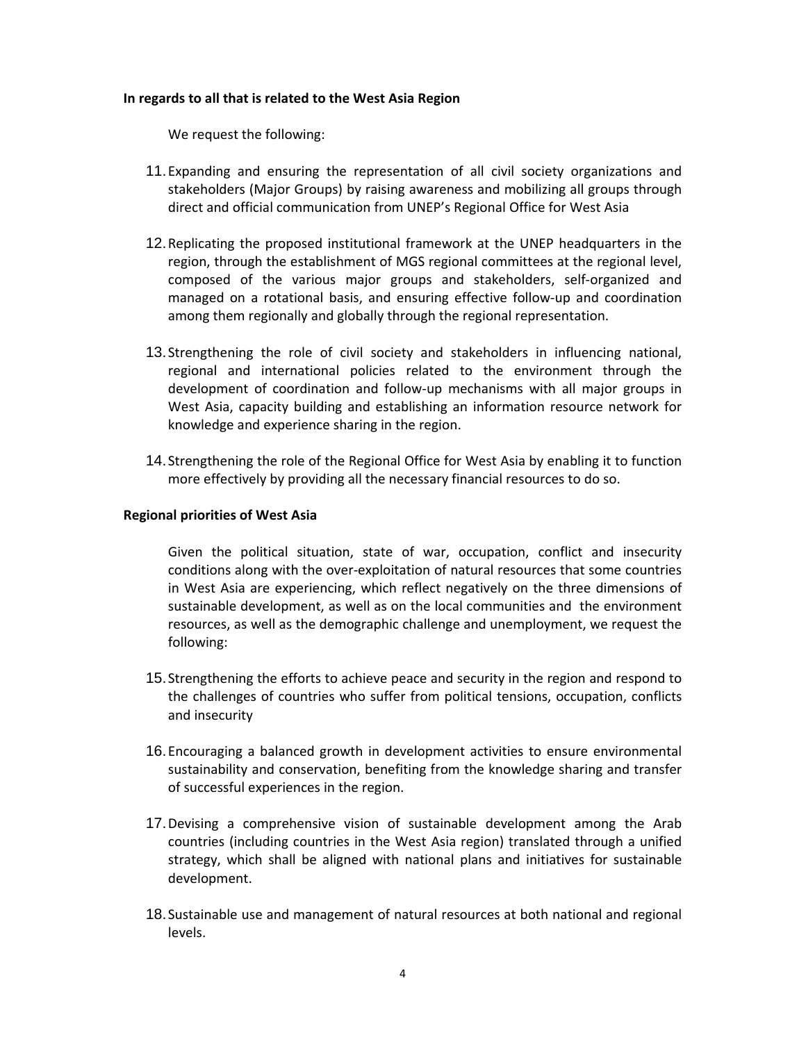**In regards to all that is related to the West Asia Region**

We request the following:

11. Expanding and ensuring the representation of all civil society organizations and stakeholders (Major Groups) by raising awareness and mobilizing all groups through direct and official communication from UNEP's Regional Office for West Asia

12. Replicating the proposed institutional framework at the UNEP headquarters in the region, through the establishment of MGS regional committees at the regional level, composed of the various major groups and stakeholders, self-organized and managed on a rotational basis, and ensuring effective follow-up and coordination among them regionally and globally through the regional representation.

13. Strengthening the role of civil society and stakeholders in influencing national, regional and international policies related to the environment through the development of coordination and follow-up mechanisms with all major groups in West Asia, capacity building and establishing an information resource network for knowledge and experience sharing in the region.

14. Strengthening the role of the Regional Office for West Asia by enabling it to function more effectively by providing all the necessary financial resources to do so.

**Regional priorities of West Asia**

Given the political situation, state of war, occupation, conflict and insecurity conditions along with the over-exploitation of natural resources that some countries in West Asia are experiencing, which reflect negatively on the three dimensions of sustainable development, as well as on the local communities and the environment resources, as well as the demographic challenge and unemployment, we request the following:

15. Strengthening the efforts to achieve peace and security in the region and respond to the challenges of countries who suffer from political tensions, occupation, conflicts and insecurity

16. Encouraging a balanced growth in development activities to ensure environmental sustainability and conservation, benefiting from the knowledge sharing and transfer of successful experiences in the region.

17. Devising a comprehensive vision of sustainable development among the Arab countries (including countries in the West Asia region) translated through a unified strategy, which shall be aligned with national plans and initiatives for sustainable development.

18. Sustainable use and management of natural resources at both national and regional levels.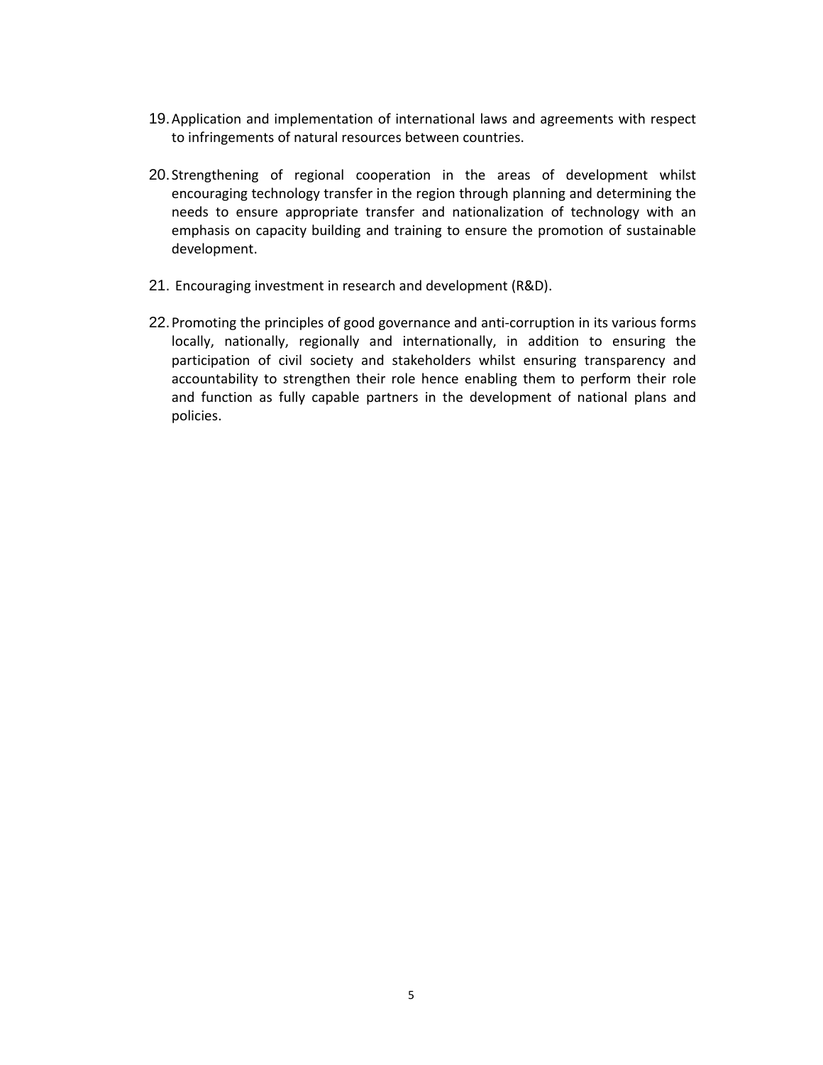19. Application and implementation of international laws and agreements with respect to infringements of natural resources between countries.

20. Strengthening of regional cooperation in the areas of development whilst encouraging technology transfer in the region through planning and determining the needs to ensure appropriate transfer and nationalization of technology with an emphasis on capacity building and training to ensure the promotion of sustainable development.

21. Encouraging investment in research and development (R&D).

22. Promoting the principles of good governance and anti-corruption in its various forms locally, nationally, regionally and internationally, in addition to ensuring the participation of civil society and stakeholders whilst ensuring transparency and accountability to strengthen their role hence enabling them to perform their role and function as fully capable partners in the development of national plans and policies.